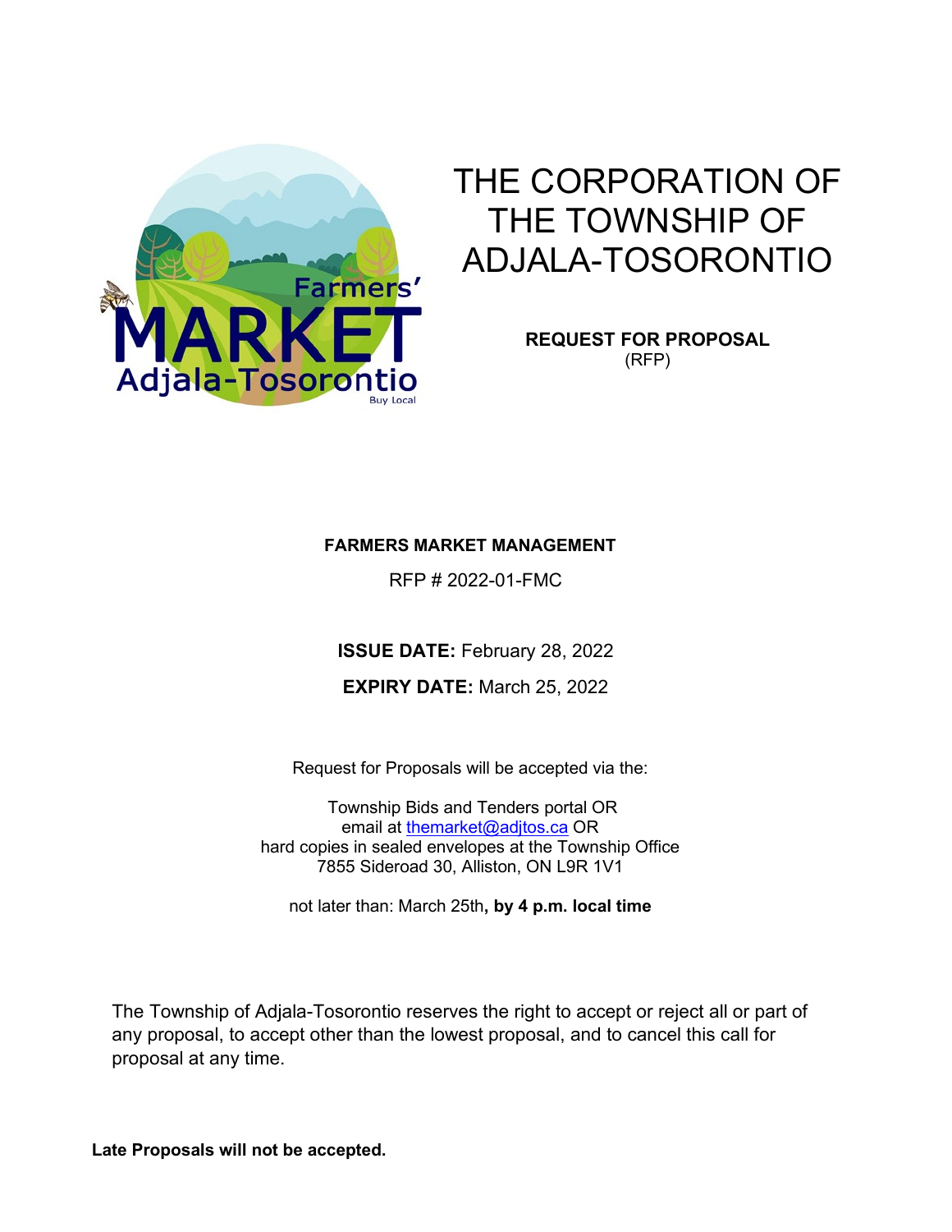# THE CORPORATION OF THE TOWNSHIP OF ADJALA-TOSORONTIO

**REQUEST FOR PROPOSAL**
(RFP)

**FARMERS MARKET MANAGEMENT**

RFP # 2022-01-FMC

**ISSUE DATE:** February 28, 2022

**EXPIRY DATE:** March 25, 2022

Request for Proposals will be accepted via the:

Township Bids and Tenders portal OR
email at thermarket@adjtos.ca OR
hard copies in sealed envelopes at the Township Office
7855 Sideroad 30, Alliston, ON L9R 1V1

not later than: March 25th**, by 4 p.m. local time**

The Township of Adjala-Tosorontio reserves the right to accept or reject all or part of any proposal, to accept other than the lowest proposal, and to cancel this call for proposal at any time.

**Late Proposals will not be accepted.**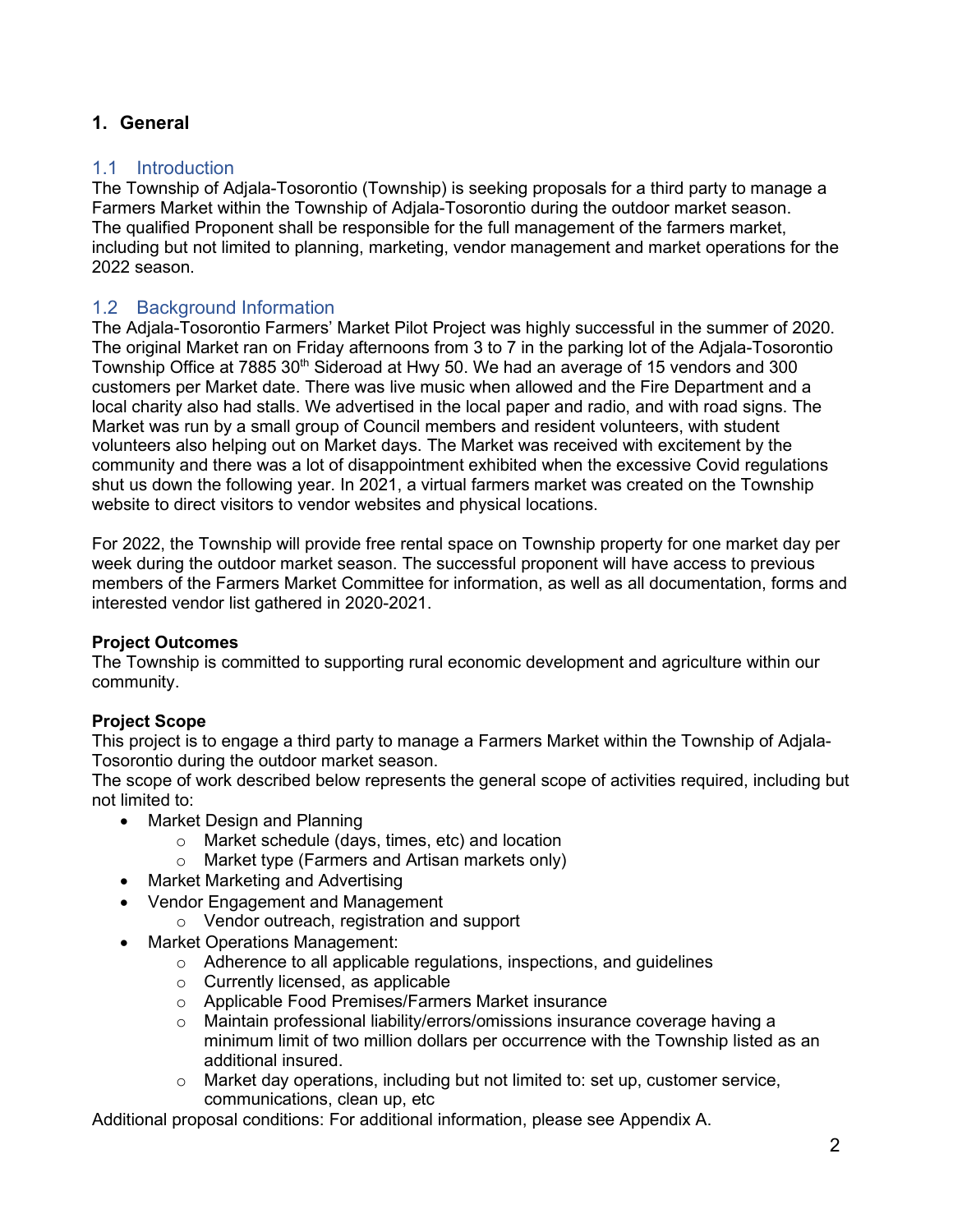# 1. General

## 1.1 Introduction

The Township of Adjala-Tosorontio (Township) is seeking proposals for a third party to manage a Farmers Market within the Township of Adjala-Tosorontio during the outdoor market season. The qualified Proponent shall be responsible for the full management of the farmers market, including but not limited to planning, marketing, vendor management and market operations for the 2022 season.

## 1.2 Background Information

The Adjala-Tosorontio Farmers' Market Pilot Project was highly successful in the summer of 2020. The original Market ran on Friday afternoons from 3 to 7 in the parking lot of the Adjala-Tosorontio Township Office at 7885 30th Sideroad at Hwy 50. We had an average of 15 vendors and 300 customers per Market date. There was live music when allowed and the Fire Department and a local charity also had stalls. We advertised in the local paper and radio, and with road signs. The Market was run by a small group of Council members and resident volunteers, with student volunteers also helping out on Market days. The Market was received with excitement by the community and there was a lot of disappointment exhibited when the excessive Covid regulations shut us down the following year. In 2021, a virtual farmers market was created on the Township website to direct visitors to vendor websites and physical locations.

For 2022, the Township will provide free rental space on Township property for one market day per week during the outdoor market season. The successful proponent will have access to previous members of the Farmers Market Committee for information, as well as all documentation, forms and interested vendor list gathered in 2020-2021.

**Project Outcomes**

The Township is committed to supporting rural economic development and agriculture within our community.

**Project Scope**

This project is to engage a third party to manage a Farmers Market within the Township of Adjala-Tosorontio during the outdoor market season.

The scope of work described below represents the general scope of activities required, including but not limited to:

- Market Design and Planning
  - Market schedule (days, times, etc) and location
  - Market type (Farmers and Artisan markets only)
- Market Marketing and Advertising
- Vendor Engagement and Management
  - Vendor outreach, registration and support
- Market Operations Management:
  - Adherence to all applicable regulations, inspections, and guidelines
  - Currently licensed, as applicable
  - Applicable Food Premises/Farmers Market insurance
  - Maintain professional liability/errors/omissions insurance coverage having a minimum limit of two million dollars per occurrence with the Township listed as an additional insured.
  - Market day operations, including but not limited to: set up, customer service, communications, clean up, etc

Additional proposal conditions: For additional information, please see Appendix A.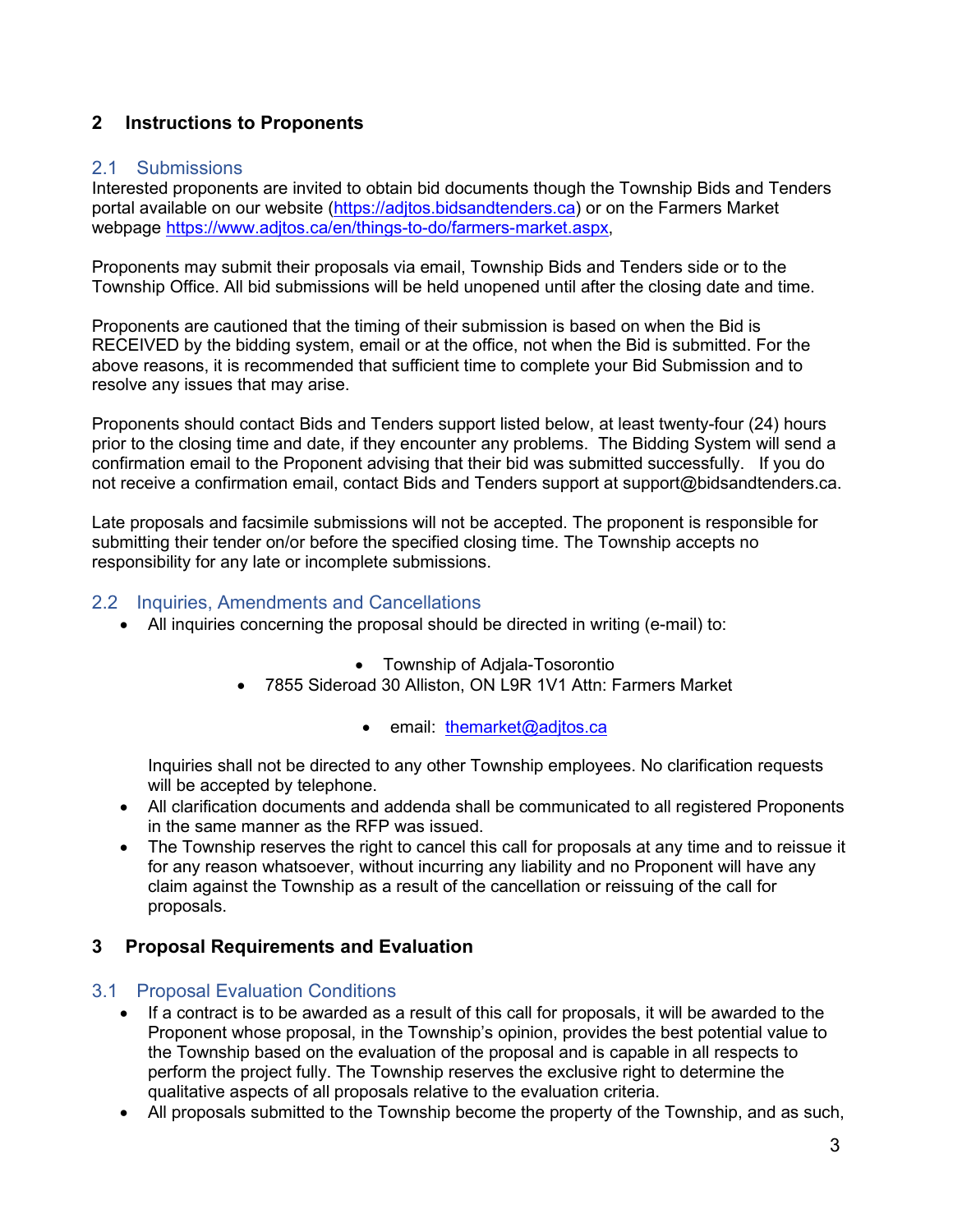## 2 Instructions to Proponents

### 2.1 Submissions

Interested proponents are invited to obtain bid documents though the Township Bids and Tenders portal available on our website (https://adjtos.bidsandtenders.ca) or on the Farmers Market webpage https://www.adjtos.ca/en/things-to-do/farmers-market.aspx,

Proponents may submit their proposals via email, Township Bids and Tenders side or to the Township Office. All bid submissions will be held unopened until after the closing date and time.

Proponents are cautioned that the timing of their submission is based on when the Bid is RECEIVED by the bidding system, email or at the office, not when the Bid is submitted. For the above reasons, it is recommended that sufficient time to complete your Bid Submission and to resolve any issues that may arise.

Proponents should contact Bids and Tenders support listed below, at least twenty-four (24) hours prior to the closing time and date, if they encounter any problems. The Bidding System will send a confirmation email to the Proponent advising that their bid was submitted successfully. If you do not receive a confirmation email, contact Bids and Tenders support at support@bidsandtenders.ca.

Late proposals and facsimile submissions will not be accepted. The proponent is responsible for submitting their tender on/or before the specified closing time. The Township accepts no responsibility for any late or incomplete submissions.

### 2.2 Inquiries, Amendments and Cancellations

- All inquiries concerning the proposal should be directed in writing (e-mail) to:
  - Township of Adjala-Tosorontio
  - 7855 Sideroad 30 Alliston, ON L9R 1V1 Attn: Farmers Market
  - email: themarket@adjtos.ca

  Inquiries shall not be directed to any other Township employees. No clarification requests will be accepted by telephone.
- All clarification documents and addenda shall be communicated to all registered Proponents in the same manner as the RFP was issued.
- The Township reserves the right to cancel this call for proposals at any time and to reissue it for any reason whatsoever, without incurring any liability and no Proponent will have any claim against the Township as a result of the cancellation or reissuing of the call for proposals.

## 3 Proposal Requirements and Evaluation

### 3.1 Proposal Evaluation Conditions

- If a contract is to be awarded as a result of this call for proposals, it will be awarded to the Proponent whose proposal, in the Township's opinion, provides the best potential value to the Township based on the evaluation of the proposal and is capable in all respects to perform the project fully. The Township reserves the exclusive right to determine the qualitative aspects of all proposals relative to the evaluation criteria.
- All proposals submitted to the Township become the property of the Township, and as such,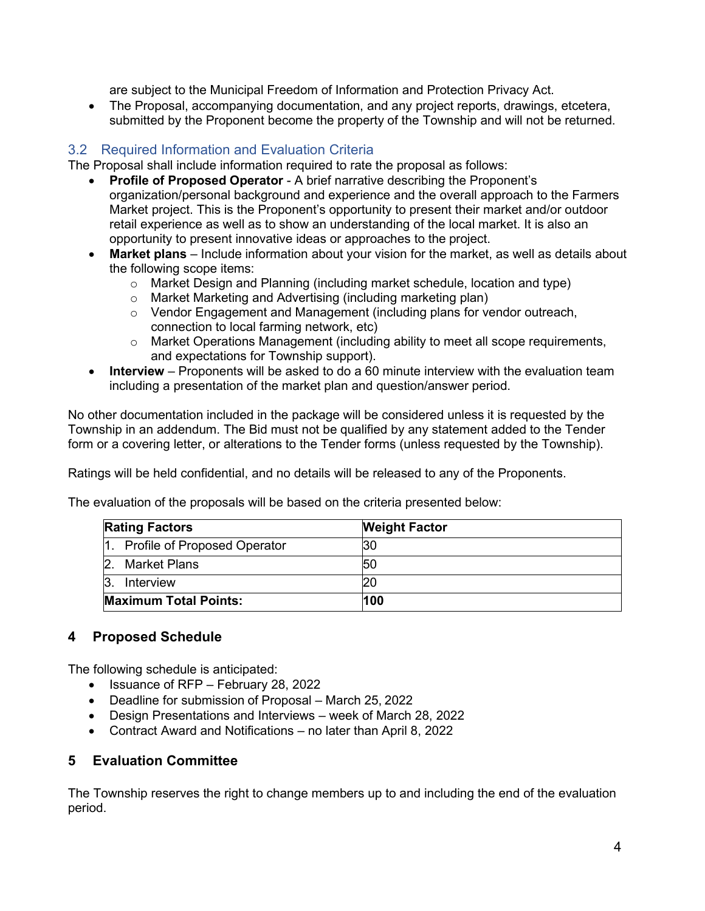are subject to the Municipal Freedom of Information and Protection Privacy Act.

- The Proposal, accompanying documentation, and any project reports, drawings, etcetera, submitted by the Proponent become the property of the Township and will not be returned.

### 3.2 Required Information and Evaluation Criteria

The Proposal shall include information required to rate the proposal as follows:

- **Profile of Proposed Operator** - A brief narrative describing the Proponent's organization/personal background and experience and the overall approach to the Farmers Market project. This is the Proponent's opportunity to present their market and/or outdoor retail experience as well as to show an understanding of the local market. It is also an opportunity to present innovative ideas or approaches to the project.
- **Market plans** – Include information about your vision for the market, as well as details about the following scope items:
    - Market Design and Planning (including market schedule, location and type)
    - Market Marketing and Advertising (including marketing plan)
    - Vendor Engagement and Management (including plans for vendor outreach, connection to local farming network, etc)
    - Market Operations Management (including ability to meet all scope requirements, and expectations for Township support).
- **Interview** – Proponents will be asked to do a 60 minute interview with the evaluation team including a presentation of the market plan and question/answer period.

No other documentation included in the package will be considered unless it is requested by the Township in an addendum. The Bid must not be qualified by any statement added to the Tender form or a covering letter, or alterations to the Tender forms (unless requested by the Township).

Ratings will be held confidential, and no details will be released to any of the Proponents.

The evaluation of the proposals will be based on the criteria presented below:

| **Rating Factors** | **Weight Factor** |
|---|---|
| 1. Profile of Proposed Operator | 30 |
| 2. Market Plans | 50 |
| 3. Interview | 20 |
| **Maximum Total Points:** | **100** |

## 4 Proposed Schedule

The following schedule is anticipated:

- Issuance of RFP – February 28, 2022
- Deadline for submission of Proposal – March 25, 2022
- Design Presentations and Interviews – week of March 28, 2022
- Contract Award and Notifications – no later than April 8, 2022

## 5 Evaluation Committee

The Township reserves the right to change members up to and including the end of the evaluation period.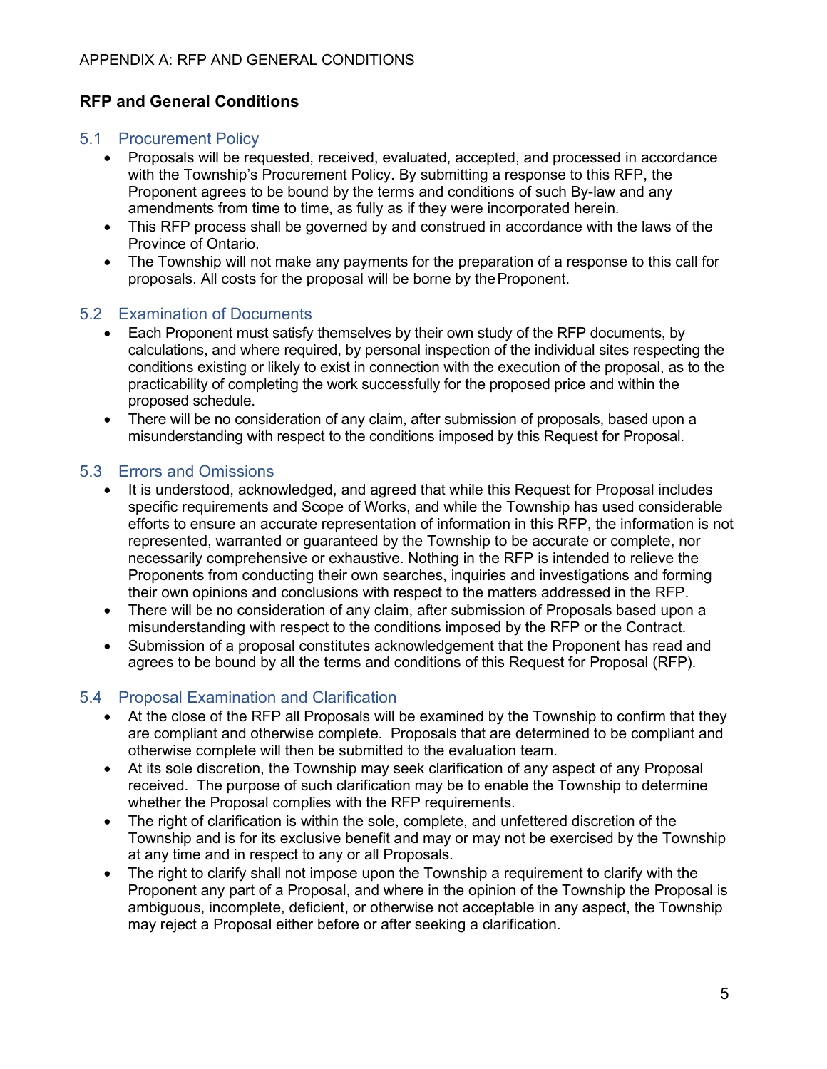APPENDIX A: RFP AND GENERAL CONDITIONS

## RFP and General Conditions

### 5.1 Procurement Policy

- Proposals will be requested, received, evaluated, accepted, and processed in accordance with the Township's Procurement Policy. By submitting a response to this RFP, the Proponent agrees to be bound by the terms and conditions of such By-law and any amendments from time to time, as fully as if they were incorporated herein.
- This RFP process shall be governed by and construed in accordance with the laws of the Province of Ontario.
- The Township will not make any payments for the preparation of a response to this call for proposals. All costs for the proposal will be borne by the Proponent.

### 5.2 Examination of Documents

- Each Proponent must satisfy themselves by their own study of the RFP documents, by calculations, and where required, by personal inspection of the individual sites respecting the conditions existing or likely to exist in connection with the execution of the proposal, as to the practicability of completing the work successfully for the proposed price and within the proposed schedule.
- There will be no consideration of any claim, after submission of proposals, based upon a misunderstanding with respect to the conditions imposed by this Request for Proposal.

### 5.3 Errors and Omissions

- It is understood, acknowledged, and agreed that while this Request for Proposal includes specific requirements and Scope of Works, and while the Township has used considerable efforts to ensure an accurate representation of information in this RFP, the information is not represented, warranted or guaranteed by the Township to be accurate or complete, nor necessarily comprehensive or exhaustive. Nothing in the RFP is intended to relieve the Proponents from conducting their own searches, inquiries and investigations and forming their own opinions and conclusions with respect to the matters addressed in the RFP.
- There will be no consideration of any claim, after submission of Proposals based upon a misunderstanding with respect to the conditions imposed by the RFP or the Contract.
- Submission of a proposal constitutes acknowledgement that the Proponent has read and agrees to be bound by all the terms and conditions of this Request for Proposal (RFP).

### 5.4 Proposal Examination and Clarification

- At the close of the RFP all Proposals will be examined by the Township to confirm that they are compliant and otherwise complete. Proposals that are determined to be compliant and otherwise complete will then be submitted to the evaluation team.
- At its sole discretion, the Township may seek clarification of any aspect of any Proposal received. The purpose of such clarification may be to enable the Township to determine whether the Proposal complies with the RFP requirements.
- The right of clarification is within the sole, complete, and unfettered discretion of the Township and is for its exclusive benefit and may or may not be exercised by the Township at any time and in respect to any or all Proposals.
- The right to clarify shall not impose upon the Township a requirement to clarify with the Proponent any part of a Proposal, and where in the opinion of the Township the Proposal is ambiguous, incomplete, deficient, or otherwise not acceptable in any aspect, the Township may reject a Proposal either before or after seeking a clarification.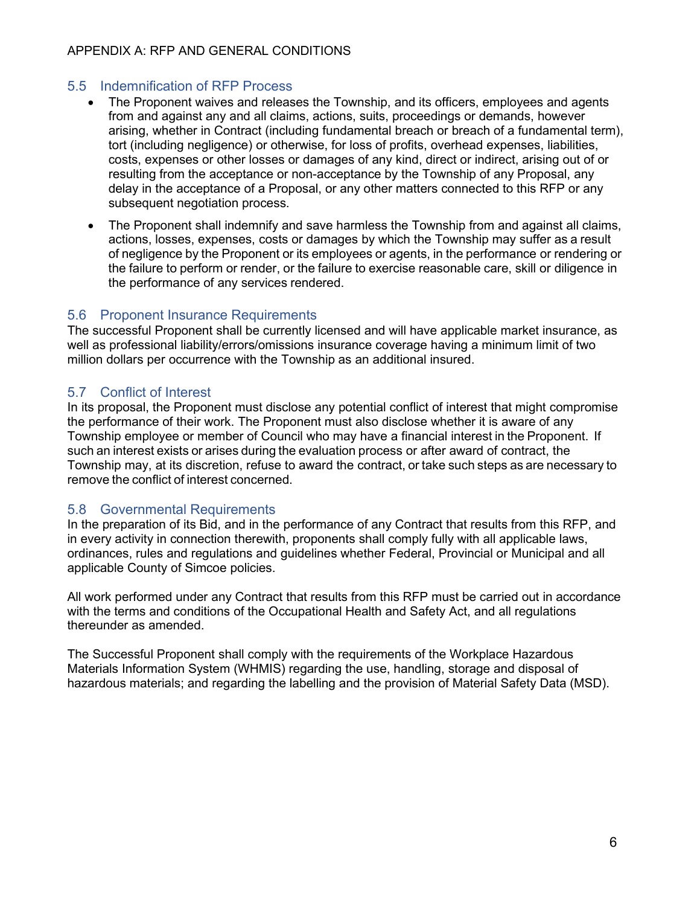## 5.5 Indemnification of RFP Process

- The Proponent waives and releases the Township, and its officers, employees and agents from and against any and all claims, actions, suits, proceedings or demands, however arising, whether in Contract (including fundamental breach or breach of a fundamental term), tort (including negligence) or otherwise, for loss of profits, overhead expenses, liabilities, costs, expenses or other losses or damages of any kind, direct or indirect, arising out of or resulting from the acceptance or non-acceptance by the Township of any Proposal, any delay in the acceptance of a Proposal, or any other matters connected to this RFP or any subsequent negotiation process.
- The Proponent shall indemnify and save harmless the Township from and against all claims, actions, losses, expenses, costs or damages by which the Township may suffer as a result of negligence by the Proponent or its employees or agents, in the performance or rendering or the failure to perform or render, or the failure to exercise reasonable care, skill or diligence in the performance of any services rendered.

## 5.6 Proponent Insurance Requirements

The successful Proponent shall be currently licensed and will have applicable market insurance, as well as professional liability/errors/omissions insurance coverage having a minimum limit of two million dollars per occurrence with the Township as an additional insured.

## 5.7 Conflict of Interest

In its proposal, the Proponent must disclose any potential conflict of interest that might compromise the performance of their work. The Proponent must also disclose whether it is aware of any Township employee or member of Council who may have a financial interest in the Proponent. If such an interest exists or arises during the evaluation process or after award of contract, the Township may, at its discretion, refuse to award the contract, or take such steps as are necessary to remove the conflict of interest concerned.

## 5.8 Governmental Requirements

In the preparation of its Bid, and in the performance of any Contract that results from this RFP, and in every activity in connection therewith, proponents shall comply fully with all applicable laws, ordinances, rules and regulations and guidelines whether Federal, Provincial or Municipal and all applicable County of Simcoe policies.

All work performed under any Contract that results from this RFP must be carried out in accordance with the terms and conditions of the Occupational Health and Safety Act, and all regulations thereunder as amended.

The Successful Proponent shall comply with the requirements of the Workplace Hazardous Materials Information System (WHMIS) regarding the use, handling, storage and disposal of hazardous materials; and regarding the labelling and the provision of Material Safety Data (MSD).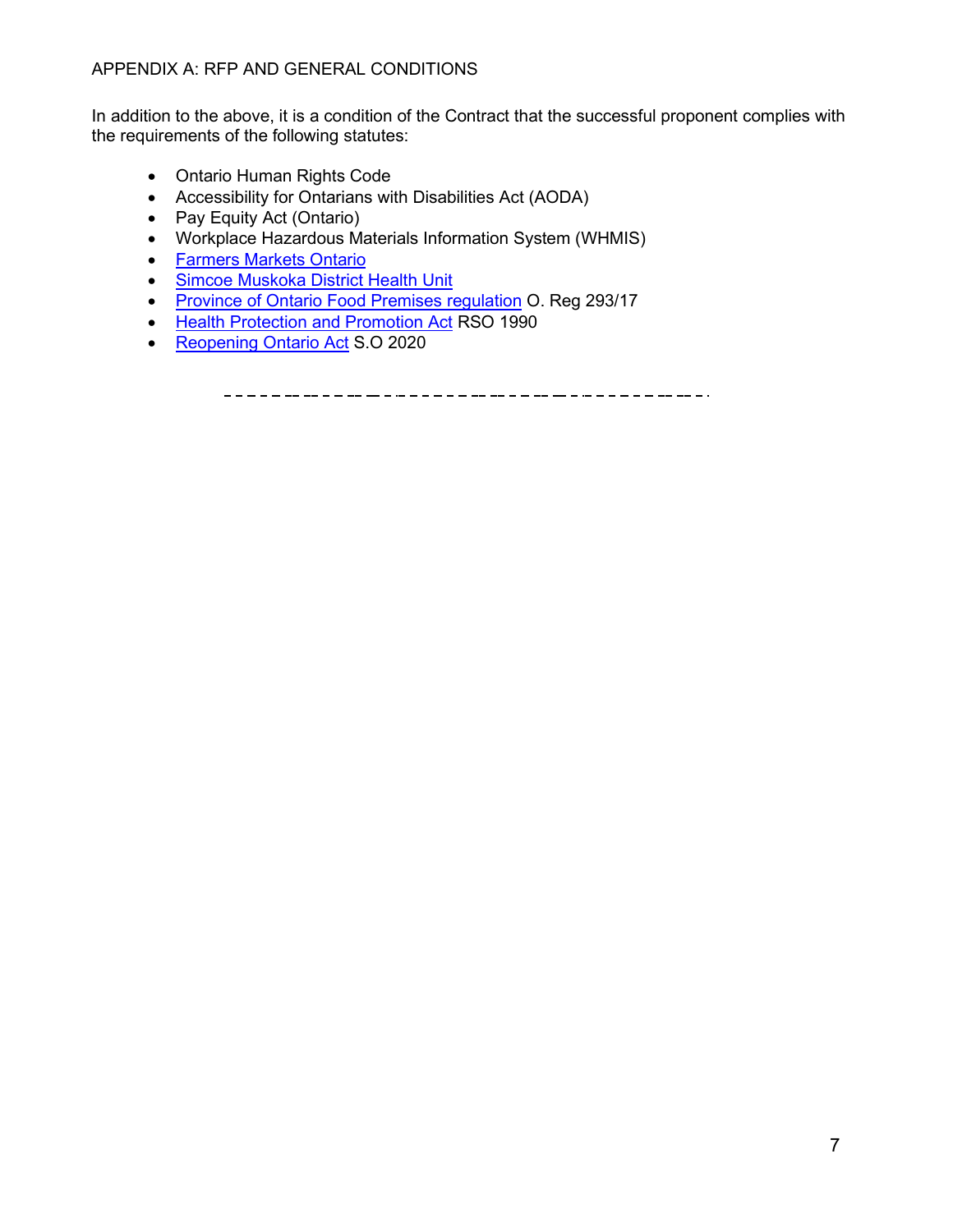APPENDIX A: RFP AND GENERAL CONDITIONS

In addition to the above, it is a condition of the Contract that the successful proponent complies with the requirements of the following statutes:

- Ontario Human Rights Code
- Accessibility for Ontarians with Disabilities Act (AODA)
- Pay Equity Act (Ontario)
- Workplace Hazardous Materials Information System (WHMIS)
- Farmers Markets Ontario
- Simcoe Muskoka District Health Unit
- Province of Ontario Food Premises regulation O. Reg 293/17
- Health Protection and Promotion Act RSO 1990
- Reopening Ontario Act S.O 2020

---